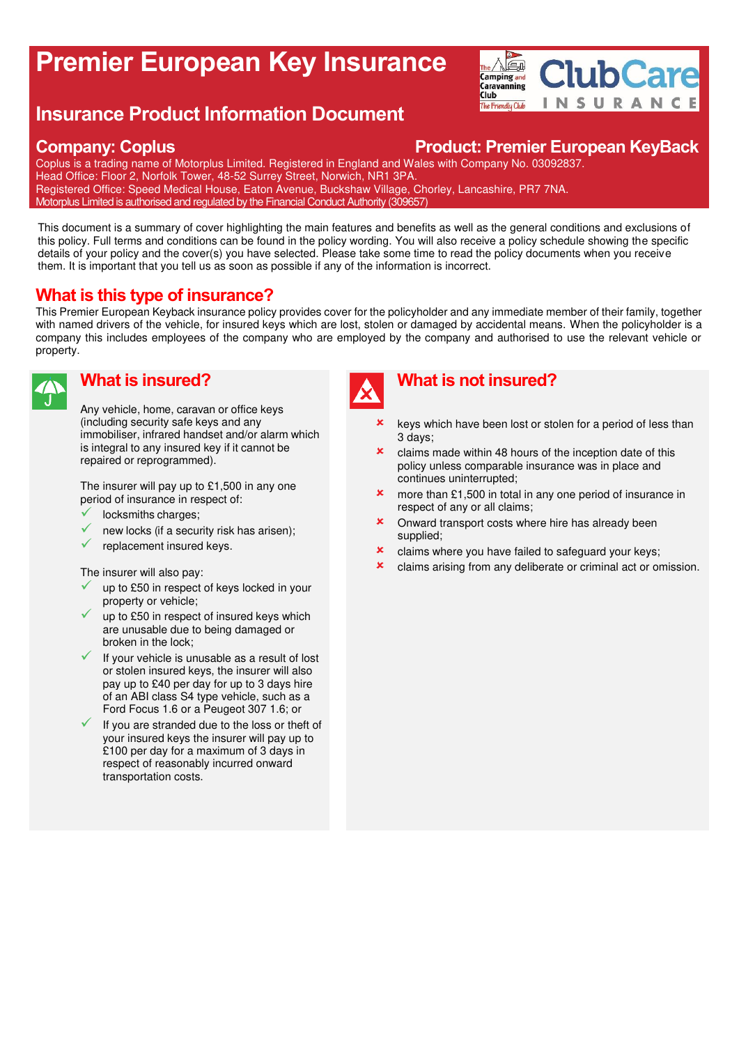# Premier European Key Insurance

## Insurance Product Information Document

**Company: Coplus**

**Product: Premier European KeyBack**

Coplus is a trading name of Motorplus Limited. Registered in England and Wales with Company No. 03092837.
Head Office: Floor 2, Norfolk Tower, 48-52 Surrey Street, Norwich, NR1 3PA.
Registered Office: Speed Medical House, Eaton Avenue, Buckshaw Village, Chorley, Lancashire, PR7 7NA.
Motorplus Limited is authorised and regulated by the Financial Conduct Authority (309657)

This document is a summary of cover highlighting the main features and benefits as well as the general conditions and exclusions of this policy. Full terms and conditions can be found in the policy wording. You will also receive a policy schedule showing the specific details of your policy and the cover(s) you have selected. Please take some time to read the policy documents when you receive them. It is important that you tell us as soon as possible if any of the information is incorrect.

## What is this type of insurance?

This Premier European Keyback insurance policy provides cover for the policyholder and any immediate member of their family, together with named drivers of the vehicle, for insured keys which are lost, stolen or damaged by accidental means. When the policyholder is a company this includes employees of the company who are employed by the company and authorised to use the relevant vehicle or property.

## What is insured?

Any vehicle, home, caravan or office keys (including security safe keys and any immobiliser, infrared handset and/or alarm which is integral to any insured key if it cannot be repaired or reprogrammed).

The insurer will pay up to £1,500 in any one period of insurance in respect of:

- ✓ locksmiths charges;
- ✓ new locks (if a security risk has arisen);
- ✓ replacement insured keys.

The insurer will also pay:

- ✓ up to £50 in respect of keys locked in your property or vehicle;
- ✓ up to £50 in respect of insured keys which are unusable due to being damaged or broken in the lock;
- ✓ If your vehicle is unusable as a result of lost or stolen insured keys, the insurer will also pay up to £40 per day for up to 3 days hire of an ABI class S4 type vehicle, such as a Ford Focus 1.6 or a Peugeot 307 1.6; or
- ✓ If you are stranded due to the loss or theft of your insured keys the insurer will pay up to £100 per day for a maximum of 3 days in respect of reasonably incurred onward transportation costs.

## What is not insured?

- ✗ keys which have been lost or stolen for a period of less than 3 days;
- ✗ claims made within 48 hours of the inception date of this policy unless comparable insurance was in place and continues uninterrupted;
- ✗ more than £1,500 in total in any one period of insurance in respect of any or all claims;
- ✗ Onward transport costs where hire has already been supplied;
- ✗ claims where you have failed to safeguard your keys;
- ✗ claims arising from any deliberate or criminal act or omission.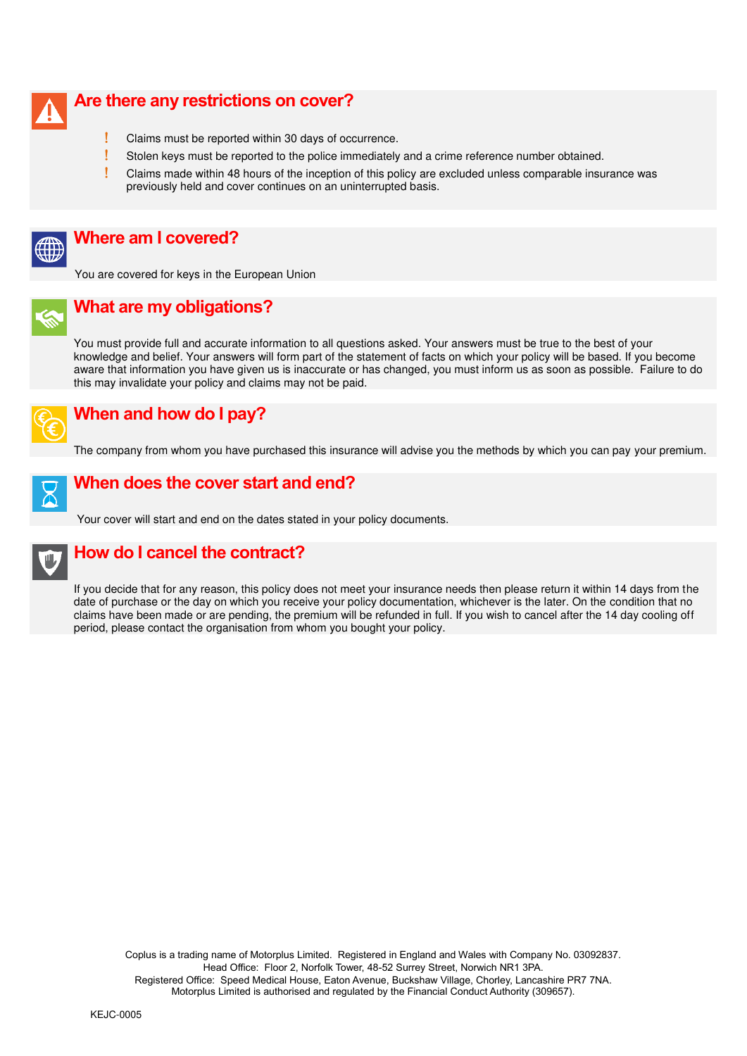## Are there any restrictions on cover?

- ! Claims must be reported within 30 days of occurrence.
- ! Stolen keys must be reported to the police immediately and a crime reference number obtained.
- ! Claims made within 48 hours of the inception of this policy are excluded unless comparable insurance was previously held and cover continues on an uninterrupted basis.

## Where am I covered?

You are covered for keys in the European Union

## What are my obligations?

You must provide full and accurate information to all questions asked. Your answers must be true to the best of your knowledge and belief. Your answers will form part of the statement of facts on which your policy will be based. If you become aware that information you have given us is inaccurate or has changed, you must inform us as soon as possible. Failure to do this may invalidate your policy and claims may not be paid.

## When and how do I pay?

The company from whom you have purchased this insurance will advise you the methods by which you can pay your premium.

## When does the cover start and end?

Your cover will start and end on the dates stated in your policy documents.

## How do I cancel the contract?

If you decide that for any reason, this policy does not meet your insurance needs then please return it within 14 days from the date of purchase or the day on which you receive your policy documentation, whichever is the later. On the condition that no claims have been made or are pending, the premium will be refunded in full. If you wish to cancel after the 14 day cooling off period, please contact the organisation from whom you bought your policy.

Coplus is a trading name of Motorplus Limited. Registered in England and Wales with Company No. 03092837.
Head Office: Floor 2, Norfolk Tower, 48-52 Surrey Street, Norwich NR1 3PA.
Registered Office: Speed Medical House, Eaton Avenue, Buckshaw Village, Chorley, Lancashire PR7 7NA.
Motorplus Limited is authorised and regulated by the Financial Conduct Authority (309657).

KEJC-0005